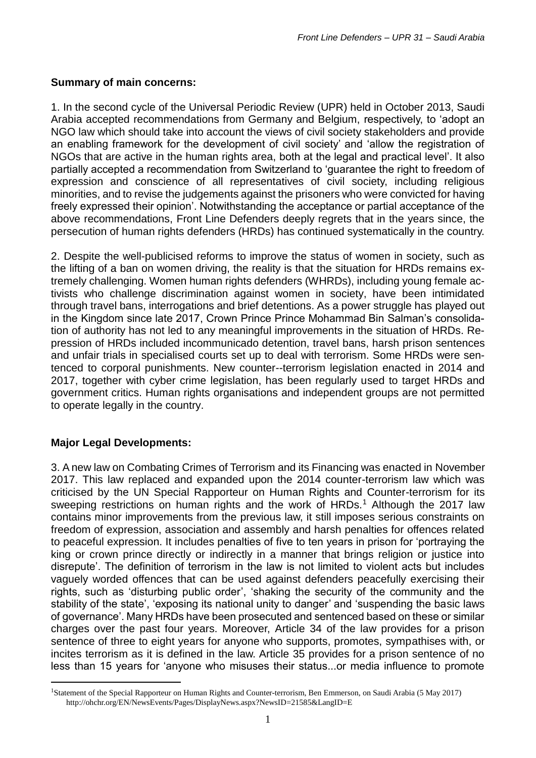**Summary of main concerns:**

1. In the second cycle of the Universal Periodic Review (UPR) held in October 2013, Saudi Arabia accepted recommendations from Germany and Belgium, respectively, to 'adopt an NGO law which should take into account the views of civil society stakeholders and provide an enabling framework for the development of civil society' and 'allow the registration of NGOs that are active in the human rights area, both at the legal and practical level'. It also partially accepted a recommendation from Switzerland to 'guarantee the right to freedom of expression and conscience of all representatives of civil society, including religious minorities, and to revise the judgements against the prisoners who were convicted for having freely expressed their opinion'. Notwithstanding the acceptance or partial acceptance of the above recommendations, Front Line Defenders deeply regrets that in the years since, the persecution of human rights defenders (HRDs) has continued systematically in the country.

2. Despite the well-publicised reforms to improve the status of women in society, such as the lifting of a ban on women driving, the reality is that the situation for HRDs remains extremely challenging. Women human rights defenders (WHRDs), including young female activists who challenge discrimination against women in society, have been intimidated through travel bans, interrogations and brief detentions. As a power struggle has played out in the Kingdom since late 2017, Crown Prince Prince Mohammad Bin Salman's consolidation of authority has not led to any meaningful improvements in the situation of HRDs. Repression of HRDs included incommunicado detention, travel bans, harsh prison sentences and unfair trials in specialised courts set up to deal with terrorism. Some HRDs were sentenced to corporal punishments. New counter--terrorism legislation enacted in 2014 and 2017, together with cyber crime legislation, has been regularly used to target HRDs and government critics. Human rights organisations and independent groups are not permitted to operate legally in the country.

**Major Legal Developments:**

3. A new law on Combating Crimes of Terrorism and its Financing was enacted in November 2017. This law replaced and expanded upon the 2014 counter-terrorism law which was criticised by the UN Special Rapporteur on Human Rights and Counter-terrorism for its sweeping restrictions on human rights and the work of HRDs.[1] Although the 2017 law contains minor improvements from the previous law, it still imposes serious constraints on freedom of expression, association and assembly and harsh penalties for offences related to peaceful expression. It includes penalties of five to ten years in prison for 'portraying the king or crown prince directly or indirectly in a manner that brings religion or justice into disrepute'. The definition of terrorism in the law is not limited to violent acts but includes vaguely worded offences that can be used against defenders peacefully exercising their rights, such as 'disturbing public order', 'shaking the security of the community and the stability of the state', 'exposing its national unity to danger' and 'suspending the basic laws of governance'. Many HRDs have been prosecuted and sentenced based on these or similar charges over the past four years. Moreover, Article 34 of the law provides for a prison sentence of three to eight years for anyone who supports, promotes, sympathises with, or incites terrorism as it is defined in the law. Article 35 provides for a prison sentence of no less than 15 years for 'anyone who misuses their status...or media influence to promote

[1] Statement of the Special Rapporteur on Human Rights and Counter-terrorism, Ben Emmerson, on Saudi Arabia (5 May 2017) http://ohchr.org/EN/NewsEvents/Pages/DisplayNews.aspx?NewsID=21585&LangID=E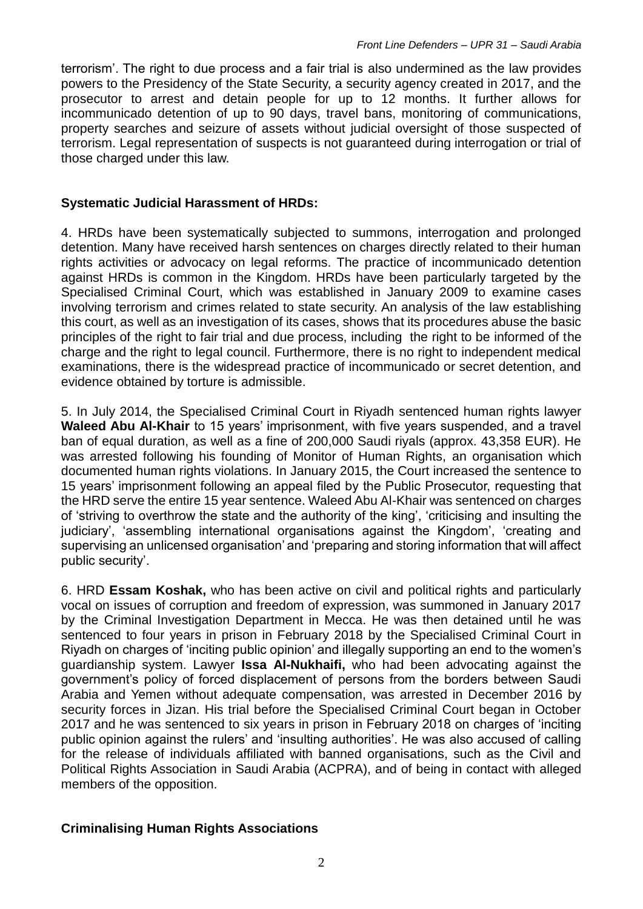terrorism'. The right to due process and a fair trial is also undermined as the law provides powers to the Presidency of the State Security, a security agency created in 2017, and the prosecutor to arrest and detain people for up to 12 months. It further allows for incommunicado detention of up to 90 days, travel bans, monitoring of communications, property searches and seizure of assets without judicial oversight of those suspected of terrorism. Legal representation of suspects is not guaranteed during interrogation or trial of those charged under this law.

**Systematic Judicial Harassment of HRDs:**

4. HRDs have been systematically subjected to summons, interrogation and prolonged detention. Many have received harsh sentences on charges directly related to their human rights activities or advocacy on legal reforms. The practice of incommunicado detention against HRDs is common in the Kingdom. HRDs have been particularly targeted by the Specialised Criminal Court, which was established in January 2009 to examine cases involving terrorism and crimes related to state security. An analysis of the law establishing this court, as well as an investigation of its cases, shows that its procedures abuse the basic principles of the right to fair trial and due process, including the right to be informed of the charge and the right to legal council. Furthermore, there is no right to independent medical examinations, there is the widespread practice of incommunicado or secret detention, and evidence obtained by torture is admissible.

5. In July 2014, the Specialised Criminal Court in Riyadh sentenced human rights lawyer **Waleed Abu Al-Khair** to 15 years' imprisonment, with five years suspended, and a travel ban of equal duration, as well as a fine of 200,000 Saudi riyals (approx. 43,358 EUR). He was arrested following his founding of Monitor of Human Rights, an organisation which documented human rights violations. In January 2015, the Court increased the sentence to 15 years' imprisonment following an appeal filed by the Public Prosecutor, requesting that the HRD serve the entire 15 year sentence. Waleed Abu Al-Khair was sentenced on charges of 'striving to overthrow the state and the authority of the king', 'criticising and insulting the judiciary', 'assembling international organisations against the Kingdom', 'creating and supervising an unlicensed organisation' and 'preparing and storing information that will affect public security'.

6. HRD **Essam Koshak,** who has been active on civil and political rights and particularly vocal on issues of corruption and freedom of expression, was summoned in January 2017 by the Criminal Investigation Department in Mecca. He was then detained until he was sentenced to four years in prison in February 2018 by the Specialised Criminal Court in Riyadh on charges of 'inciting public opinion' and illegally supporting an end to the women's guardianship system. Lawyer **Issa Al-Nukhaifi,** who had been advocating against the government's policy of forced displacement of persons from the borders between Saudi Arabia and Yemen without adequate compensation, was arrested in December 2016 by security forces in Jizan. His trial before the Specialised Criminal Court began in October 2017 and he was sentenced to six years in prison in February 2018 on charges of 'inciting public opinion against the rulers' and 'insulting authorities'. He was also accused of calling for the release of individuals affiliated with banned organisations, such as the Civil and Political Rights Association in Saudi Arabia (ACPRA), and of being in contact with alleged members of the opposition.

**Criminalising Human Rights Associations**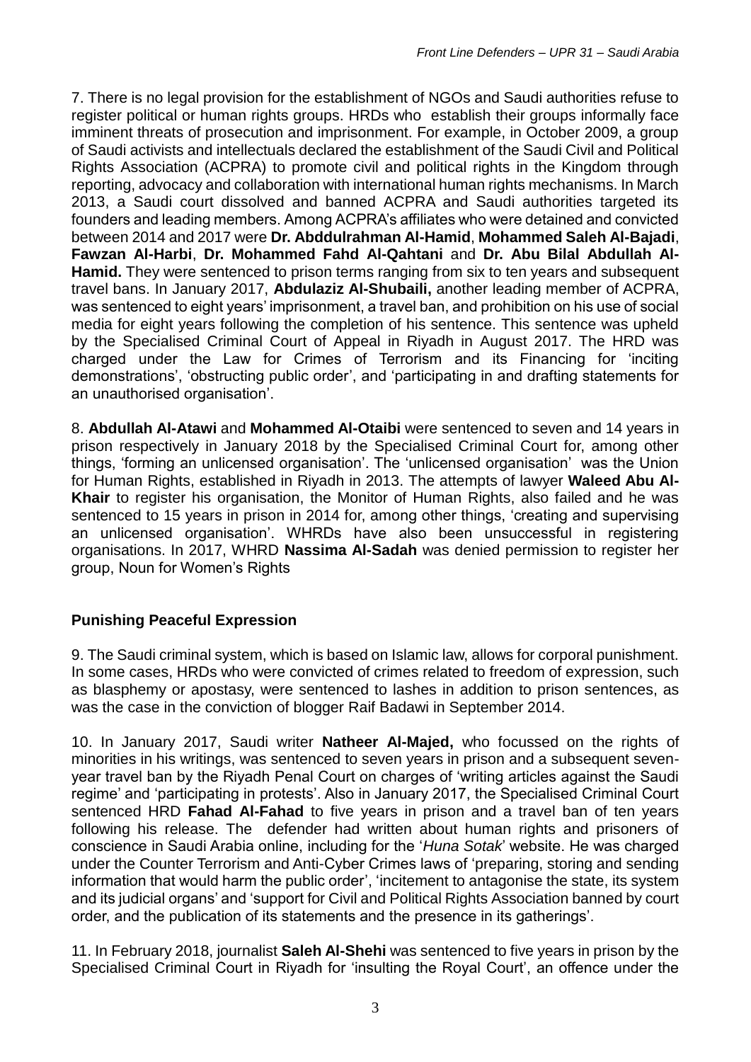7. There is no legal provision for the establishment of NGOs and Saudi authorities refuse to register political or human rights groups. HRDs who establish their groups informally face imminent threats of prosecution and imprisonment. For example, in October 2009, a group of Saudi activists and intellectuals declared the establishment of the Saudi Civil and Political Rights Association (ACPRA) to promote civil and political rights in the Kingdom through reporting, advocacy and collaboration with international human rights mechanisms. In March 2013, a Saudi court dissolved and banned ACPRA and Saudi authorities targeted its founders and leading members. Among ACPRA's affiliates who were detained and convicted between 2014 and 2017 were **Dr. Abddulrahman Al-Hamid**, **Mohammed Saleh Al-Bajadi**, **Fawzan Al-Harbi**, **Dr. Mohammed Fahd Al-Qahtani** and **Dr. Abu Bilal Abdullah Al-Hamid.** They were sentenced to prison terms ranging from six to ten years and subsequent travel bans. In January 2017, **Abdulaziz Al-Shubaili,** another leading member of ACPRA, was sentenced to eight years' imprisonment, a travel ban, and prohibition on his use of social media for eight years following the completion of his sentence. This sentence was upheld by the Specialised Criminal Court of Appeal in Riyadh in August 2017. The HRD was charged under the Law for Crimes of Terrorism and its Financing for 'inciting demonstrations', 'obstructing public order', and 'participating in and drafting statements for an unauthorised organisation'.

8. **Abdullah Al-Atawi** and **Mohammed Al-Otaibi** were sentenced to seven and 14 years in prison respectively in January 2018 by the Specialised Criminal Court for, among other things, 'forming an unlicensed organisation'. The 'unlicensed organisation' was the Union for Human Rights, established in Riyadh in 2013. The attempts of lawyer **Waleed Abu Al-Khair** to register his organisation, the Monitor of Human Rights, also failed and he was sentenced to 15 years in prison in 2014 for, among other things, 'creating and supervising an unlicensed organisation'. WHRDs have also been unsuccessful in registering organisations. In 2017, WHRD **Nassima Al-Sadah** was denied permission to register her group, Noun for Women's Rights

### Punishing Peaceful Expression

9. The Saudi criminal system, which is based on Islamic law, allows for corporal punishment. In some cases, HRDs who were convicted of crimes related to freedom of expression, such as blasphemy or apostasy, were sentenced to lashes in addition to prison sentences, as was the case in the conviction of blogger Raif Badawi in September 2014.

10. In January 2017, Saudi writer **Natheer Al-Majed,** who focussed on the rights of minorities in his writings, was sentenced to seven years in prison and a subsequent seven-year travel ban by the Riyadh Penal Court on charges of 'writing articles against the Saudi regime' and 'participating in protests'. Also in January 2017, the Specialised Criminal Court sentenced HRD **Fahad Al-Fahad** to five years in prison and a travel ban of ten years following his release. The defender had written about human rights and prisoners of conscience in Saudi Arabia online, including for the '*Huna Sotak*' website. He was charged under the Counter Terrorism and Anti-Cyber Crimes laws of 'preparing, storing and sending information that would harm the public order', 'incitement to antagonise the state, its system and its judicial organs' and 'support for Civil and Political Rights Association banned by court order, and the publication of its statements and the presence in its gatherings'.

11. In February 2018, journalist **Saleh Al-Shehi** was sentenced to five years in prison by the Specialised Criminal Court in Riyadh for 'insulting the Royal Court', an offence under the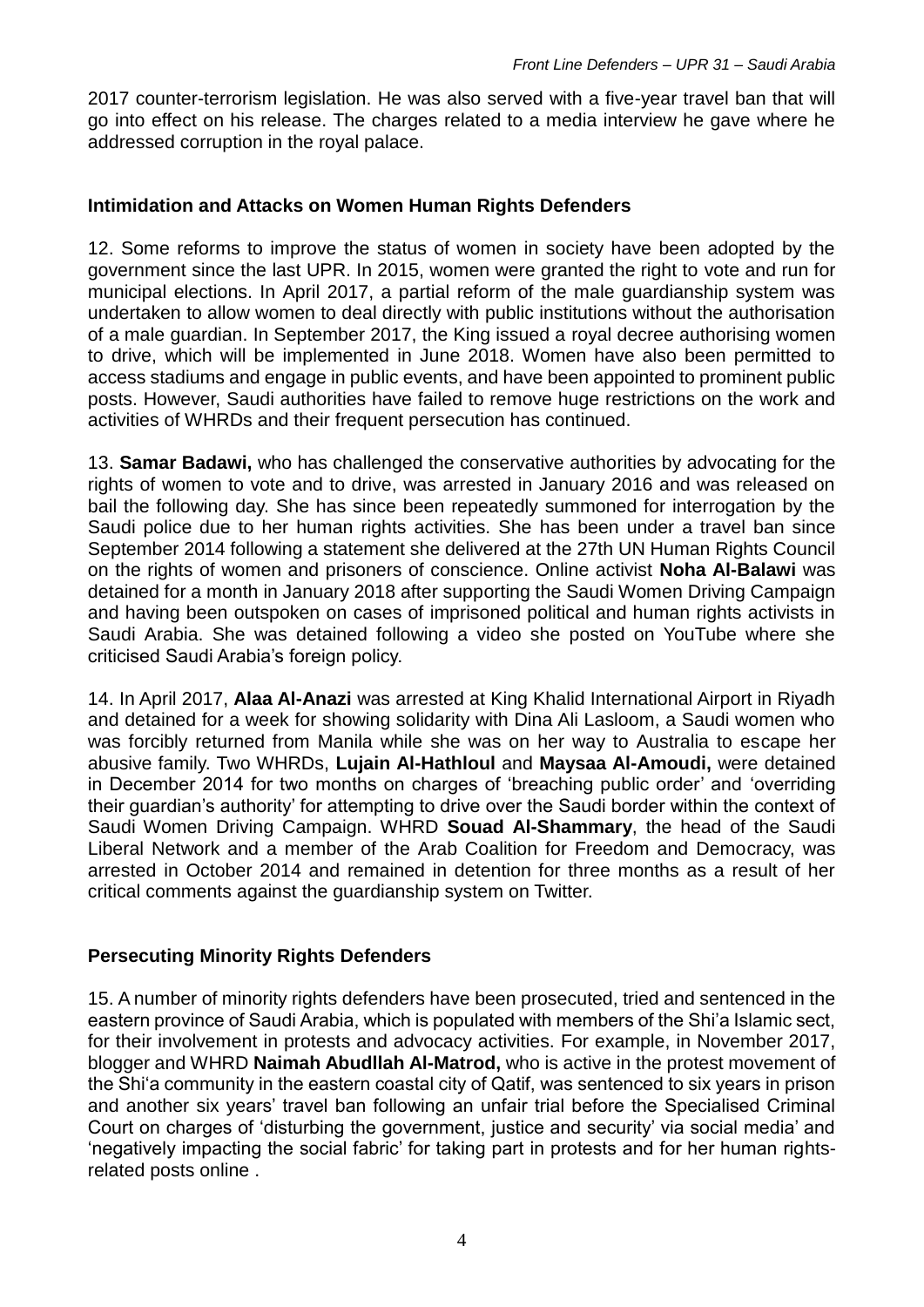2017 counter-terrorism legislation. He was also served with a five-year travel ban that will go into effect on his release. The charges related to a media interview he gave where he addressed corruption in the royal palace.

### Intimidation and Attacks on Women Human Rights Defenders

12. Some reforms to improve the status of women in society have been adopted by the government since the last UPR. In 2015, women were granted the right to vote and run for municipal elections. In April 2017, a partial reform of the male guardianship system was undertaken to allow women to deal directly with public institutions without the authorisation of a male guardian. In September 2017, the King issued a royal decree authorising women to drive, which will be implemented in June 2018. Women have also been permitted to access stadiums and engage in public events, and have been appointed to prominent public posts. However, Saudi authorities have failed to remove huge restrictions on the work and activities of WHRDs and their frequent persecution has continued.

13. **Samar Badawi,** who has challenged the conservative authorities by advocating for the rights of women to vote and to drive, was arrested in January 2016 and was released on bail the following day. She has since been repeatedly summoned for interrogation by the Saudi police due to her human rights activities. She has been under a travel ban since September 2014 following a statement she delivered at the 27th UN Human Rights Council on the rights of women and prisoners of conscience. Online activist **Noha Al-Balawi** was detained for a month in January 2018 after supporting the Saudi Women Driving Campaign and having been outspoken on cases of imprisoned political and human rights activists in Saudi Arabia. She was detained following a video she posted on YouTube where she criticised Saudi Arabia's foreign policy.

14. In April 2017, **Alaa Al-Anazi** was arrested at King Khalid International Airport in Riyadh and detained for a week for showing solidarity with Dina Ali Lasloom, a Saudi women who was forcibly returned from Manila while she was on her way to Australia to escape her abusive family. Two WHRDs, **Lujain Al-Hathloul** and **Maysaa Al-Amoudi,** were detained in December 2014 for two months on charges of 'breaching public order' and 'overriding their guardian's authority' for attempting to drive over the Saudi border within the context of Saudi Women Driving Campaign. WHRD **Souad Al-Shammary**, the head of the Saudi Liberal Network and a member of the Arab Coalition for Freedom and Democracy, was arrested in October 2014 and remained in detention for three months as a result of her critical comments against the guardianship system on Twitter.

### Persecuting Minority Rights Defenders

15. A number of minority rights defenders have been prosecuted, tried and sentenced in the eastern province of Saudi Arabia, which is populated with members of the Shi'a Islamic sect, for their involvement in protests and advocacy activities. For example, in November 2017, blogger and WHRD **Naimah Abudllah Al-Matrod,** who is active in the protest movement of the Shi'a community in the eastern coastal city of Qatif, was sentenced to six years in prison and another six years' travel ban following an unfair trial before the Specialised Criminal Court on charges of 'disturbing the government, justice and security' via social media' and 'negatively impacting the social fabric' for taking part in protests and for her human rights-related posts online .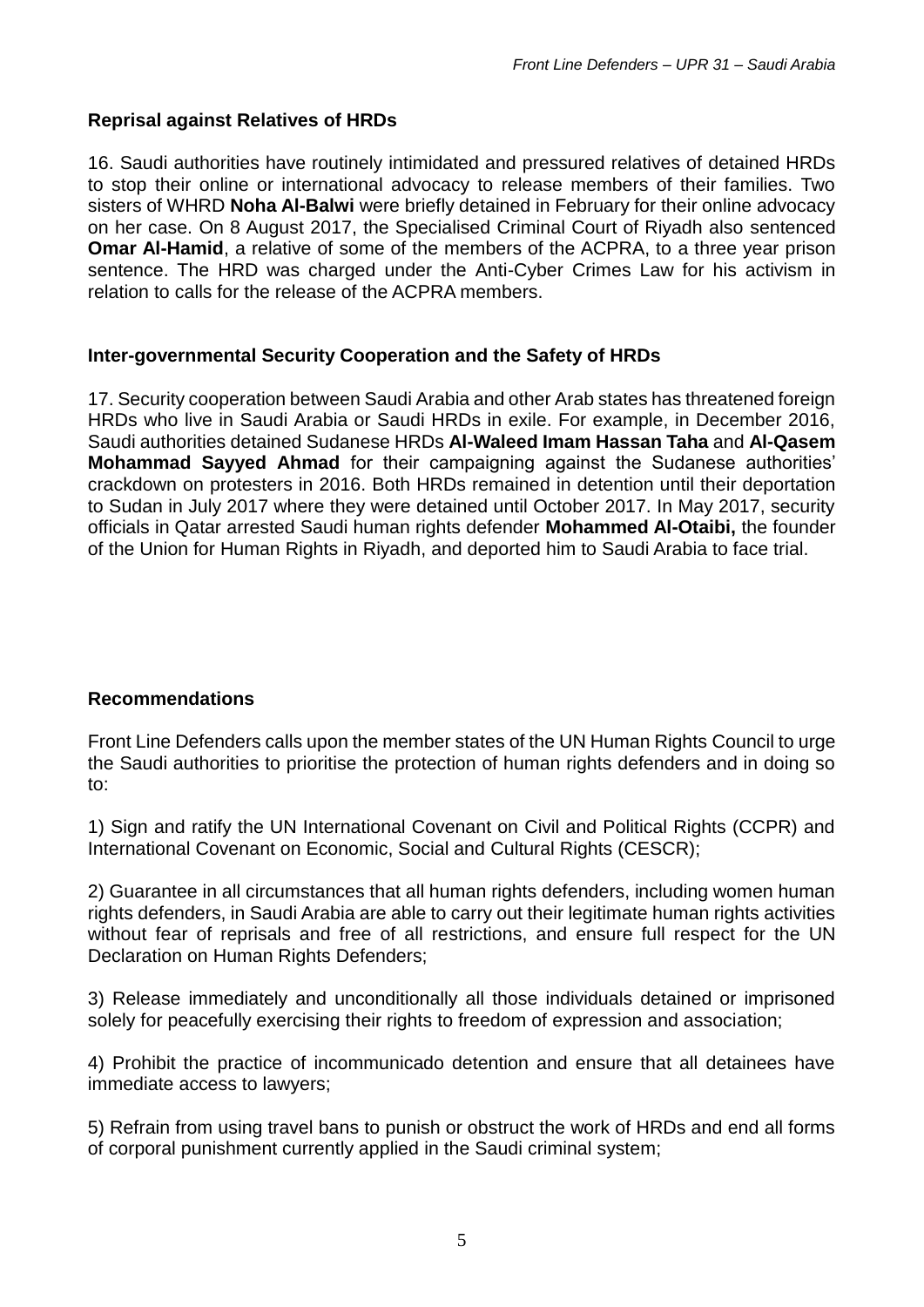### Reprisal against Relatives of HRDs

16. Saudi authorities have routinely intimidated and pressured relatives of detained HRDs to stop their online or international advocacy to release members of their families. Two sisters of WHRD **Noha Al-Balwi** were briefly detained in February for their online advocacy on her case. On 8 August 2017, the Specialised Criminal Court of Riyadh also sentenced **Omar Al-Hamid**, a relative of some of the members of the ACPRA, to a three year prison sentence. The HRD was charged under the Anti-Cyber Crimes Law for his activism in relation to calls for the release of the ACPRA members.

### Inter-governmental Security Cooperation and the Safety of HRDs

17. Security cooperation between Saudi Arabia and other Arab states has threatened foreign HRDs who live in Saudi Arabia or Saudi HRDs in exile. For example, in December 2016, Saudi authorities detained Sudanese HRDs **Al-Waleed Imam Hassan Taha** and **Al-Qasem Mohammad Sayyed Ahmad** for their campaigning against the Sudanese authorities' crackdown on protesters in 2016. Both HRDs remained in detention until their deportation to Sudan in July 2017 where they were detained until October 2017. In May 2017, security officials in Qatar arrested Saudi human rights defender **Mohammed Al-Otaibi,** the founder of the Union for Human Rights in Riyadh, and deported him to Saudi Arabia to face trial.

### Recommendations

Front Line Defenders calls upon the member states of the UN Human Rights Council to urge the Saudi authorities to prioritise the protection of human rights defenders and in doing so to:

1) Sign and ratify the UN International Covenant on Civil and Political Rights (CCPR) and International Covenant on Economic, Social and Cultural Rights (CESCR);

2) Guarantee in all circumstances that all human rights defenders, including women human rights defenders, in Saudi Arabia are able to carry out their legitimate human rights activities without fear of reprisals and free of all restrictions, and ensure full respect for the UN Declaration on Human Rights Defenders;

3) Release immediately and unconditionally all those individuals detained or imprisoned solely for peacefully exercising their rights to freedom of expression and association;

4) Prohibit the practice of incommunicado detention and ensure that all detainees have immediate access to lawyers;

5) Refrain from using travel bans to punish or obstruct the work of HRDs and end all forms of corporal punishment currently applied in the Saudi criminal system;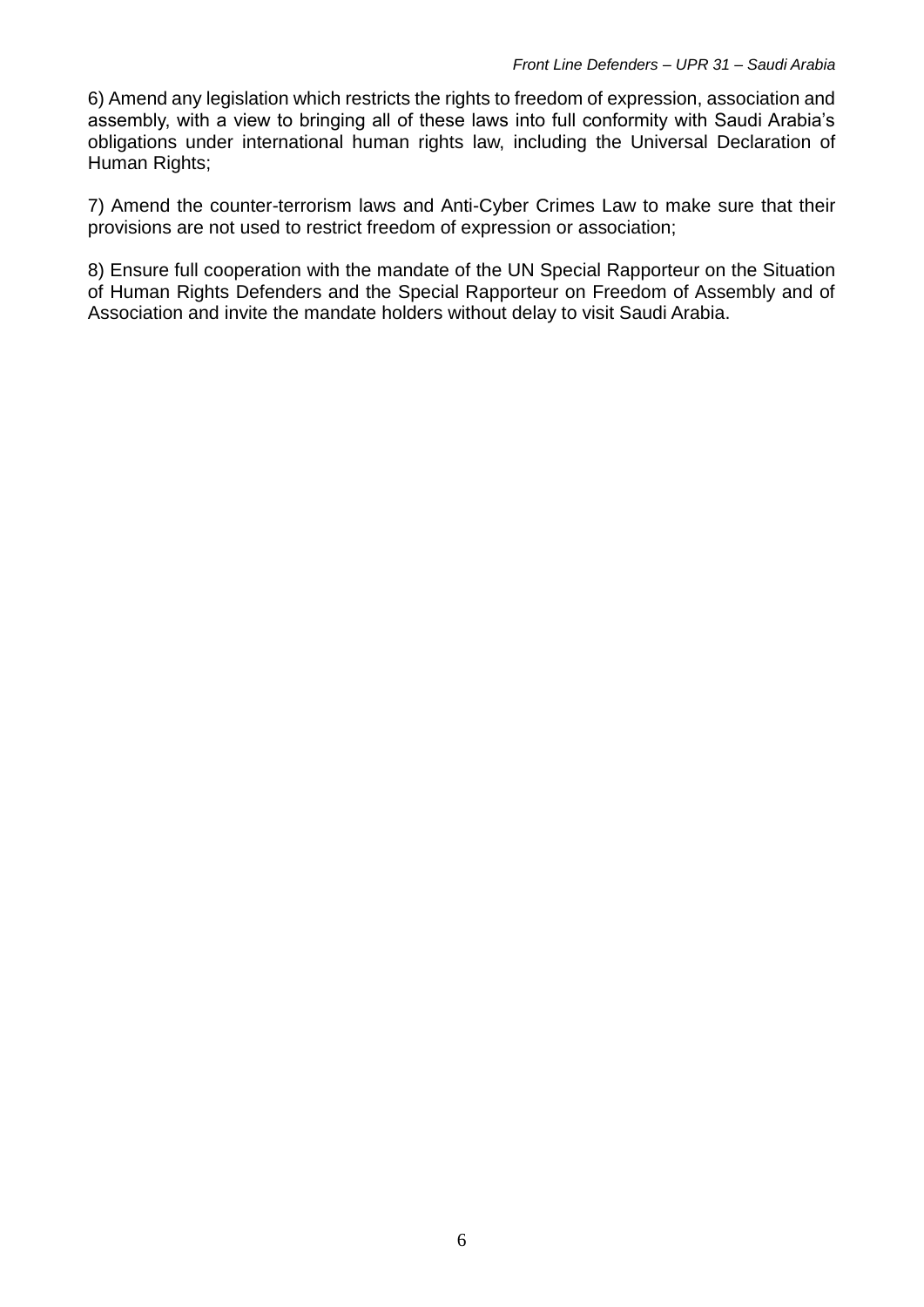6) Amend any legislation which restricts the rights to freedom of expression, association and assembly, with a view to bringing all of these laws into full conformity with Saudi Arabia's obligations under international human rights law, including the Universal Declaration of Human Rights;

7) Amend the counter-terrorism laws and Anti-Cyber Crimes Law to make sure that their provisions are not used to restrict freedom of expression or association;

8) Ensure full cooperation with the mandate of the UN Special Rapporteur on the Situation of Human Rights Defenders and the Special Rapporteur on Freedom of Assembly and of Association and invite the mandate holders without delay to visit Saudi Arabia.